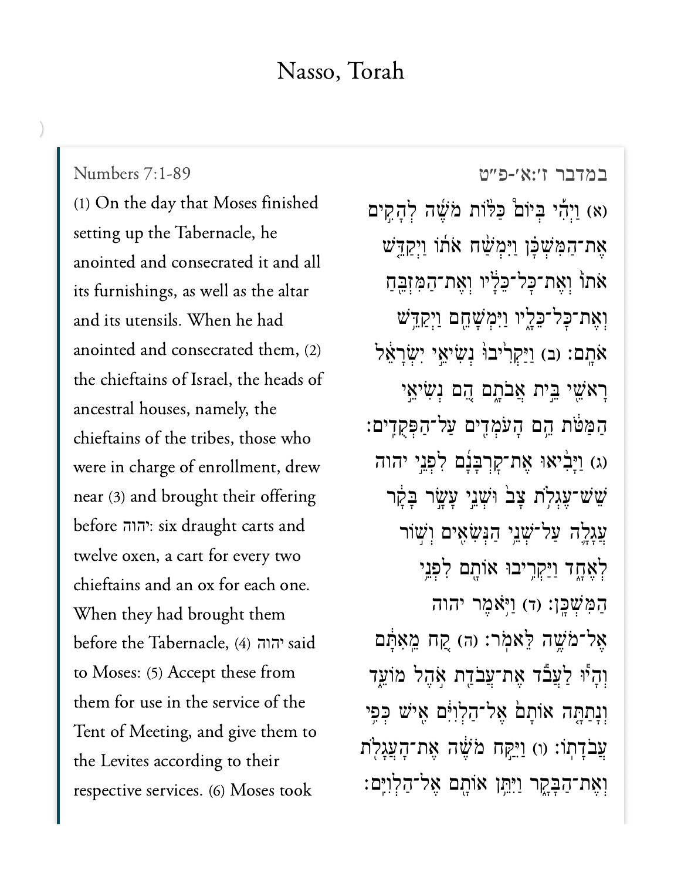# Nasso, Torah

Numbers 7:1-89

(1) On the day that Moses finished setting up the Tabernacle, he anointed and consecrated it and all its furnishings, as well as the altar and its utensils. When he had anointed and consecrated them, (2) the chieftains of Israel, the heads of ancestral houses, namely, the chieftains of the tribes, those who were in charge of enrollment, drew near (3) and brought their offering before יהוה: six draught carts and twelve oxen, a cart for every two chieftains and an ox for each one. When they had brought them before the Tabernacle, (4) יהוה said to Moses: (5) Accept these from them for use in the service of the Tent of Meeting, and give them to the Levites according to their respective services. (6) Moses took

במדבר ז׳:א׳-פ״ט

(א) וַיְהִ֡י בְּיוֹם֩ כַּלּ֨וֹת מֹשֶׁ֜ה לְהָקִ֣ים אֶת־הַמִּשְׁכָּ֗ן וַיִּמְשַׁ֨ח אֹת֜וֹ וַיְקַדֵּ֤שׁ אֹתוֹ֙ וְאֶת־כָּל־כֵּלָ֔יו וְאֶת־הַמִּזְבֵּ֖חַ וְאֶת־כָּל־כֵּלָ֑יו וַיִּמְשָׁחֵ֖ם וַיְקַדֵּ֥שׁ אֹתָֽם׃ (ב) וַיַּקְרִ֙יבוּ֙ נְשִׂיאֵ֣י יִשְׂרָאֵ֔ל רָאשֵׁ֖י בֵּ֣ית אֲבֹתָ֑ם הֵ֚ם נְשִׂיאֵ֣י הַמַּטֹּ֔ת הֵ֥ם הָעֹמְדִ֖ים עַל־הַפְּקֻדִֽים׃ (ג) וַיָּבִ֨יאוּ אֶת־קָרְבָּנָ֜ם לִפְנֵ֣י יהוה שֵׁשׁ־עֶגְלֹ֥ת צָב֙ וּשְׁנֵ֣י עָשָׂ֣ר בָּקָ֔ר עֲגָלָ֛ה עַל־שְׁנֵ֥י הַנְּשִׂאִ֖ים וְשׁ֣וֹר לְאֶחָ֑ד וַיַּקְרִ֥יבוּ אוֹתָ֖ם לִפְנֵ֥י הַמִּשְׁכָּֽן׃ (ד) וַיֹּ֥אמֶר יהוה אֶל־מֹשֶׁ֥ה לֵּאמֹֽר׃ (ה) קַ֚ח מֵֽאִתָּ֔ם וְהָי֕וּ לַעֲבֹ֕ד אֶת־עֲבֹדַ֖ת אֹ֣הֶל מוֹעֵ֑ד וְנָתַתָּ֤ה אוֹתָם֙ אֶל־הַלְוִיִּ֔ם אִ֖ישׁ כְּפִ֥י עֲבֹדָתֽוֹ׃ (ו) וַיִּקַּ֣ח מֹשֶׁ֔ה אֶת־הָעֲגָלֹ֖ת וְאֶת־הַבָּקָ֑ר וַיִּתֵּ֥ן אוֹתָ֖ם אֶל־הַלְוִיִּֽם׃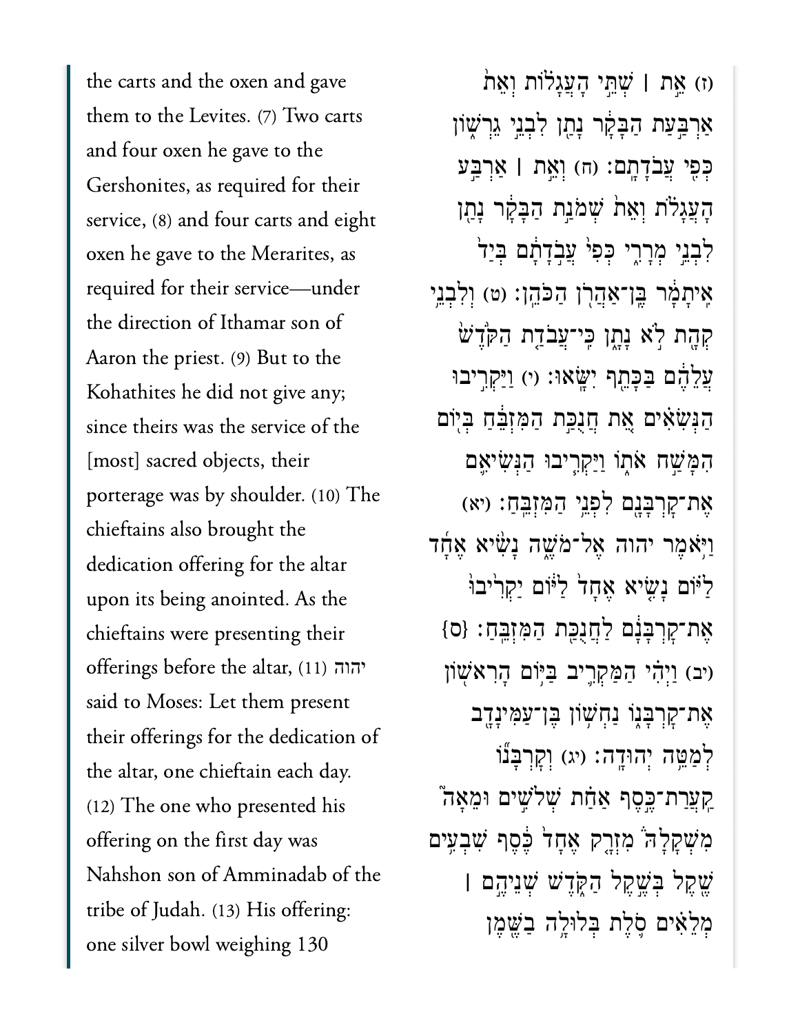the carts and the oxen and gave them to the Levites. (7) Two carts and four oxen he gave to the Gershonites, as required for their service, (8) and four carts and eight oxen he gave to the Merarites, as required for their service—under the direction of Ithamar son of Aaron the priest. (9) But to the Kohathites he did not give any; since theirs was the service of the [most] sacred objects, their porterage was by shoulder. (10) The chieftains also brought the dedication offering for the altar upon its being anointed. As the chieftains were presenting their offerings before the altar, (11) יהוה said to Moses: Let them present their offerings for the dedication of the altar, one chieftain each day. (12) The one who presented his offering on the first day was Nahshon son of Amminadab of the tribe of Judah. (13) His offering: one silver bowl weighing 130

(ז) אֵ֣ת ׀ שְׁתֵּ֣י הָעֲגָל֗וֹת וְאֵת֙ אַרְבַּ֣עַת הַבָּקָ֔ר נָתַ֖ן לִבְנֵ֣י גֵרְשׁ֑וֹן כְּפִ֖י עֲבֹדָתָֽם׃ (ח) וְאֵ֣ת ׀ אַרְבַּ֣ע הָעֲגָלֹ֗ת וְאֵת֙ שְׁמֹנַ֣ת הַבָּקָ֔ר נָתַ֖ן לִבְנֵ֣י מְרָרִ֑י כְּפִי֙ עֲבֹ֣דָתָ֔ם בְּיַד֙ אִֽיתָמָ֔ר בֶּֽן־אַהֲרֹ֖ן הַכֹּהֵֽן׃ (ט) וְלִבְנֵ֥י קְהָ֖ת לֹ֣א נָתָ֑ן כִּֽי־עֲבֹדַ֤ת הַקֹּדֶשׁ֙ עֲלֵהֶ֔ם בַּכָּתֵ֖ף יִשָּֽׂאוּ׃ (י) וַיַּקְרִ֣יבוּ הַנְּשִׂאִ֗ים אֵ֚ת חֲנֻכַּ֣ת הַמִּזְבֵּ֔חַ בְּי֖וֹם הִמָּשַׁ֣ח אֹת֑וֹ וַיַּקְרִ֧יבוּ הַנְּשִׂיאִ֛ם אֶת־קָרְבָּנָ֖ם לִפְנֵ֥י הַמִּזְבֵּֽחַ׃ (יא) וַיֹּ֥אמֶר יהוה אֶל־מֹשֶׁ֑ה נָשִׂ֨יא אֶחָ֜ד לַיּ֗וֹם נָשִׂ֤יא אֶחָד֙ לַיּ֔וֹם יַקְרִ֙יבוּ֙ אֶת־קָרְבָּנָ֔ם לַחֲנֻכַּ֖ת הַמִּזְבֵּֽחַ׃ {ס} (יב) וַיְהִ֗י הַמַּקְרִ֛יב בַּיּ֥וֹם הָרִאשׁ֖וֹן אֶת־קָרְבָּנ֑וֹ נַחְשׁ֥וֹן בֶּן־עַמִּינָדָ֖ב לְמַטֵּ֥ה יְהוּדָֽה׃ (יג) וְקָרְבָּנ֞וֹ קַֽעֲרַת־כֶּ֣סֶף אַחַ֗ת שְׁלֹשִׁ֣ים וּמֵאָה֮ מִשְׁקָלָהּ֒ מִזְרָ֤ק אֶחָד֙ כֶּ֔סֶף שִׁבְעִ֥ים שֶׁ֖קֶל בְּשֶׁ֣קֶל הַקֹּ֑דֶשׁ שְׁנֵיהֶ֣ם ׀ מְלֵאִ֗ים סֹ֛לֶת בְּלוּלָ֥ה בַשֶּׁ֖מֶן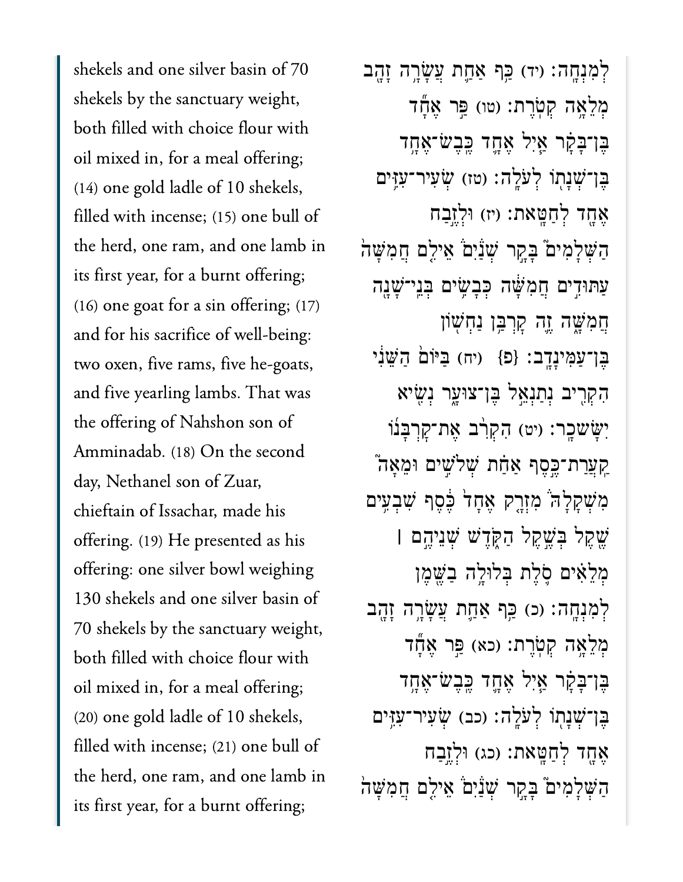לְמִנְחָה׃ (יד) כַּף אַחַת עֲשָׂרָה זָהָב מְלֵאָה קְטֹרֶת׃ (טו) פַּר אֶחָד בֶּן־בָּקָר אַיִל אֶחָד כֶּבֶשׂ־אֶחָד בֶּן־שְׁנָתוֹ לְעֹלָה׃ (טז) שְׂעִיר־עִזִּים אֶחָד לְחַטָּאת׃ (יז) וּלְזֶבַח הַשְּׁלָמִים בָּקָר שְׁנַיִם אֵילִם חֲמִשָּׁה עַתּוּדִים חֲמִשָּׁה כְּבָשִׂים בְּנֵי־שָׁנָה חֲמִשָּׁה זֶה קָרְבַּן נַחְשׁוֹן בֶּן־עַמִּינָדָב׃ {פ} (יח) בַּיּוֹם הַשֵּׁנִי הִקְרִיב נְתַנְאֵל בֶּן־צוּעָר נְשִׂיא יִשָּׂשכָר׃ (יט) הִקְרִב אֶת־קָרְבָּנוֹ קַעֲרַת־כֶּסֶף אַחַת שְׁלֹשִׁים וּמֵאָה מִשְׁקָלָהּ מִזְרָק אֶחָד כֶּסֶף שִׁבְעִים שֶׁקֶל בְּשֶׁקֶל הַקֹּדֶשׁ שְׁנֵיהֶם ׀ מְלֵאִים סֹלֶת בְּלוּלָה בַשֶּׁמֶן לְמִנְחָה׃ (כ) כַּף אַחַת עֲשָׂרָה זָהָב מְלֵאָה קְטֹרֶת׃ (כא) פַּר אֶחָד בֶּן־בָּקָר אַיִל אֶחָד כֶּבֶשׂ־אֶחָד בֶּן־שְׁנָתוֹ לְעֹלָה׃ (כב) שְׂעִיר־עִזִּים אֶחָד לְחַטָּאת׃ (כג) וּלְזֶבַח הַשְּׁלָמִים בָּקָר שְׁנַיִם אֵילִם חֲמִשָּׁה

shekels and one silver basin of 70 shekels by the sanctuary weight, both filled with choice flour with oil mixed in, for a meal offering; (14) one gold ladle of 10 shekels, filled with incense; (15) one bull of the herd, one ram, and one lamb in its first year, for a burnt offering; (16) one goat for a sin offering; (17) and for his sacrifice of well-being: two oxen, five rams, five he-goats, and five yearling lambs. That was the offering of Nahshon son of Amminadab. (18) On the second day, Nethanel son of Zuar, chieftain of Issachar, made his offering. (19) He presented as his offering: one silver bowl weighing 130 shekels and one silver basin of 70 shekels by the sanctuary weight, both filled with choice flour with oil mixed in, for a meal offering; (20) one gold ladle of 10 shekels, filled with incense; (21) one bull of the herd, one ram, and one lamb in its first year, for a burnt offering;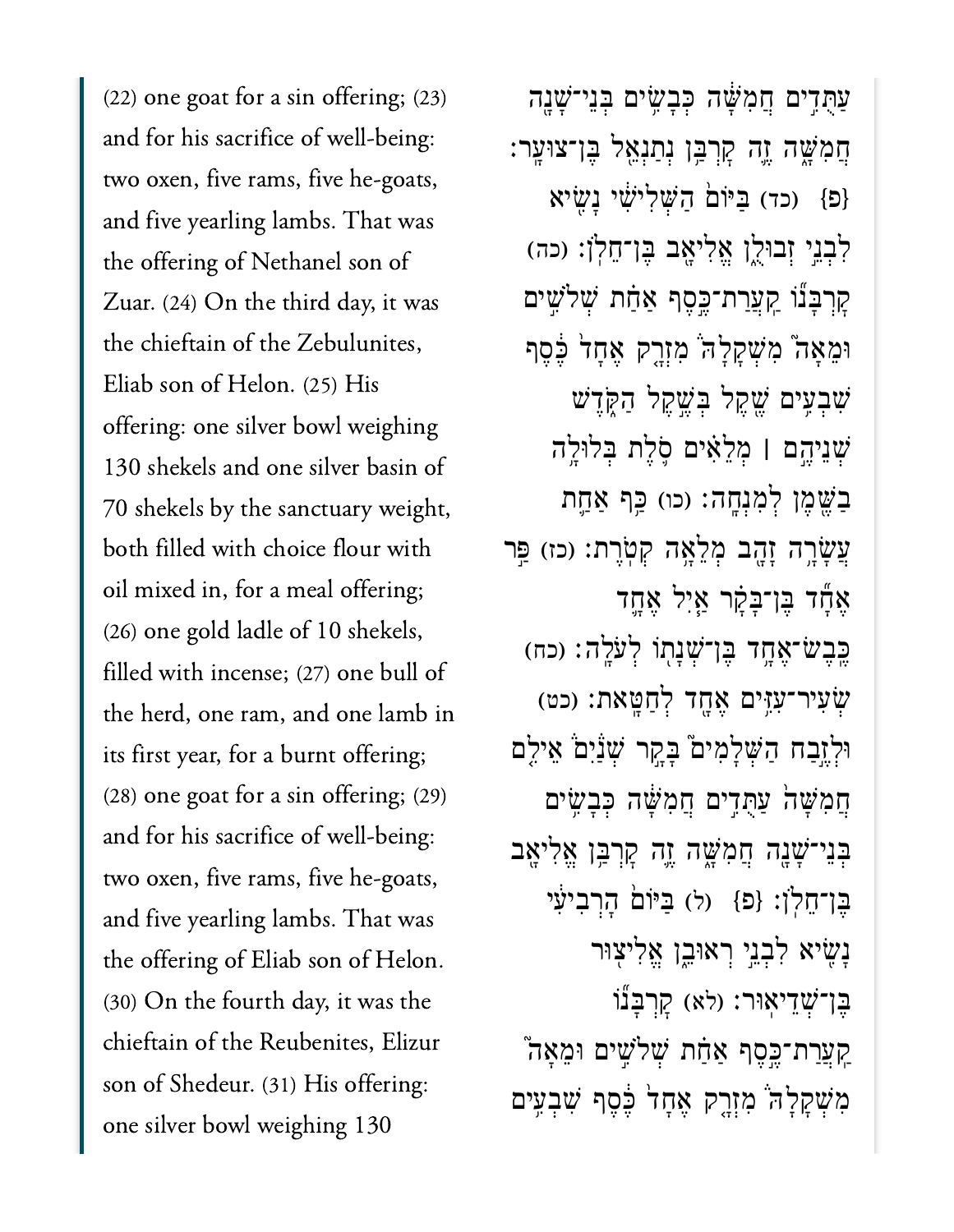(22) one goat for a sin offering; (23) and for his sacrifice of well-being: two oxen, five rams, five he-goats, and five yearling lambs. That was the offering of Nethanel son of Zuar. (24) On the third day, it was the chieftain of the Zebulunites, Eliab son of Helon. (25) His offering: one silver bowl weighing 130 shekels and one silver basin of 70 shekels by the sanctuary weight, both filled with choice flour with oil mixed in, for a meal offering; (26) one gold ladle of 10 shekels, filled with incense; (27) one bull of the herd, one ram, and one lamb in its first year, for a burnt offering; (28) one goat for a sin offering; (29) and for his sacrifice of well-being: two oxen, five rams, five he-goats, and five yearling lambs. That was the offering of Eliab son of Helon. (30) On the fourth day, it was the chieftain of the Reubenites, Elizur son of Shedeur. (31) His offering: one silver bowl weighing 130

עַתֻּדִים חֲמִשָּׁה כְּבָשִׂים בְּנֵי־שָׁנָה חֲמִשָּׁה זֶה קׇרְבַּן נְתַנְאֵל בֶּן־צוּעָר׃ {פ} (כד) בַּיּוֹם הַשְּׁלִישִׁי נָשִׂיא לִבְנֵי זְבוּלֻן אֱלִיאָב בֶּן־חֵלֹן׃ (כה) קׇרְבָּנוֹ קַעֲרַת־כֶּסֶף אַחַת שְׁלֹשִׁים וּמֵאָה מִשְׁקָלָהּ מִזְרָק אֶחָד כֶּסֶף שִׁבְעִים שֶׁקֶל בְּשֶׁקֶל הַקֹּדֶשׁ שְׁנֵיהֶם ׀ מְלֵאִים סֹלֶת בְּלוּלָה בַשֶּׁמֶן לְמִנְחָה׃ (כו) כַּף אַחַת עֲשָׂרָה זָהָב מְלֵאָה קְטֹרֶת׃ (כז) פַּר אֶחָד בֶּן־בָּקָר אַיִל אֶחָד כֶּבֶשׂ־אֶחָד בֶּן־שְׁנָתוֹ לְעֹלָה׃ (כח) שְׂעִיר־עִזִּים אֶחָד לְחַטָּאת׃ (כט) וּלְזֶבַח הַשְּׁלָמִים בָּקָר שְׁנַיִם אֵילִם חֲמִשָּׁה עַתֻּדִים חֲמִשָּׁה כְּבָשִׂים בְּנֵי־שָׁנָה חֲמִשָּׁה זֶה קׇרְבַּן אֱלִיאָב בֶּן־חֵלֹן׃ {פ} (ל) בַּיּוֹם הָרְבִיעִי נָשִׂיא לִבְנֵי רְאוּבֵן אֱלִיצוּר בֶּן־שְׁדֵיאוּר׃ (לא) קׇרְבָּנוֹ קַעֲרַת־כֶּסֶף אַחַת שְׁלֹשִׁים וּמֵאָה מִשְׁקָלָהּ מִזְרָק אֶחָד כֶּסֶף שִׁבְעִים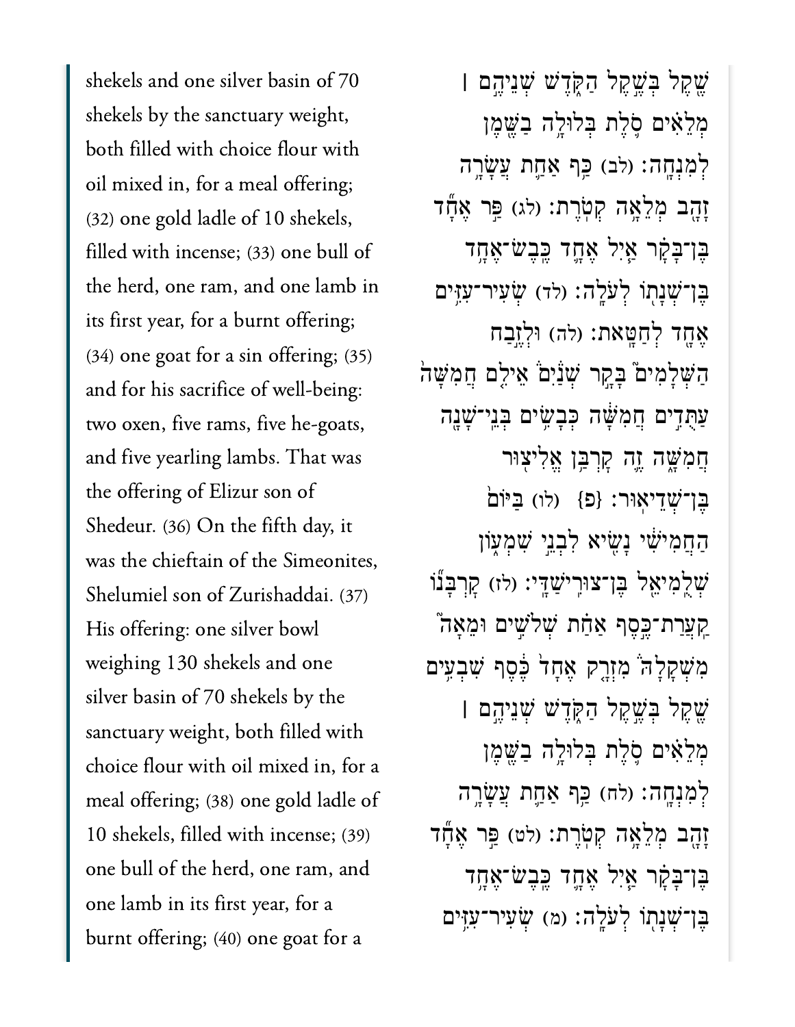shekels and one silver basin of 70 shekels by the sanctuary weight, both filled with choice flour with oil mixed in, for a meal offering; (32) one gold ladle of 10 shekels, filled with incense; (33) one bull of the herd, one ram, and one lamb in its first year, for a burnt offering; (34) one goat for a sin offering; (35) and for his sacrifice of well-being: two oxen, five rams, five he-goats, and five yearling lambs. That was the offering of Elizur son of Shedeur. (36) On the fifth day, it was the chieftain of the Simeonites, Shelumiel son of Zurishaddai. (37) His offering: one silver bowl weighing 130 shekels and one silver basin of 70 shekels by the sanctuary weight, both filled with choice flour with oil mixed in, for a meal offering; (38) one gold ladle of 10 shekels, filled with incense; (39) one bull of the herd, one ram, and one lamb in its first year, for a burnt offering; (40) one goat for a

שֶׁ֖קֶל בְּשֶׁ֣קֶל הַקֹּ֑דֶשׁ שְׁנֵיהֶ֣ם ׀ מְלֵאִ֗ים סֹ֛לֶת בְּלוּלָ֥ה בַשֶּׁ֖מֶן לְמִנְחָֽה׃ (לב) כַּ֥ף אַחַ֛ת עֲשָׂרָ֥ה זָהָ֖ב מְלֵאָ֥ה קְטֹֽרֶת׃ (לג) פַּ֣ר אֶחָ֞ד בֶּן־בָּקָ֗ר אַ֧יִל אֶחָ֛ד כֶּֽבֶשׂ־אֶחָ֥ד בֶּן־שְׁנָת֖וֹ לְעֹלָֽה׃ (לד) שְׂעִיר־עִזִּ֥ים אֶחָ֖ד לְחַטָּֽאת׃ (לה) וּלְזֶ֣בַח הַשְּׁלָמִים֮ בָּקָ֣ר שְׁנַ֒יִם֒ אֵילִ֤ם חֲמִשָּׁה֙ עַתֻּדִ֣ים חֲמִשָּׁ֔ה כְּבָשִׂ֥ים בְּנֵֽי־שָׁנָ֖ה חֲמִשָּׁ֑ה זֶ֛ה קָרְבַּ֥ן אֱלִיצ֖וּר בֶּן־שְׁדֵיאֽוּר׃ {פ} (לו) בַּיּוֹם֙ הַחֲמִישִׁ֔י נָשִׂ֖יא לִבְנֵ֣י שִׁמְע֑וֹן שְׁלֻֽמִיאֵ֖ל בֶּן־צוּרִֽישַׁדָּֽי׃ (לז) קָ֠רְבָּנ֠וֹ קַֽעֲרַת־כֶּ֨סֶף אַחַ֜ת שְׁלֹשִׁ֣ים וּמֵאָה֮ מִשְׁקָלָהּ֒ מִזְרָ֤ק אֶחָד֙ כֶּ֔סֶף שִׁבְעִ֥ים שֶׁ֖קֶל בְּשֶׁ֣קֶל הַקֹּ֑דֶשׁ שְׁנֵיהֶ֣ם ׀ מְלֵאִ֗ים סֹ֛לֶת בְּלוּלָ֥ה בַשֶּׁ֖מֶן לְמִנְחָֽה׃ (לח) כַּ֥ף אַחַ֛ת עֲשָׂרָ֥ה זָהָ֖ב מְלֵאָ֥ה קְטֹֽרֶת׃ (לט) פַּ֣ר אֶחָ֞ד בֶּן־בָּקָ֗ר אַ֧יִל אֶחָ֛ד כֶּֽבֶשׂ־אֶחָ֥ד בֶּן־שְׁנָת֖וֹ לְעֹלָֽה׃ (מ) שְׂעִיר־עִזִּ֥ים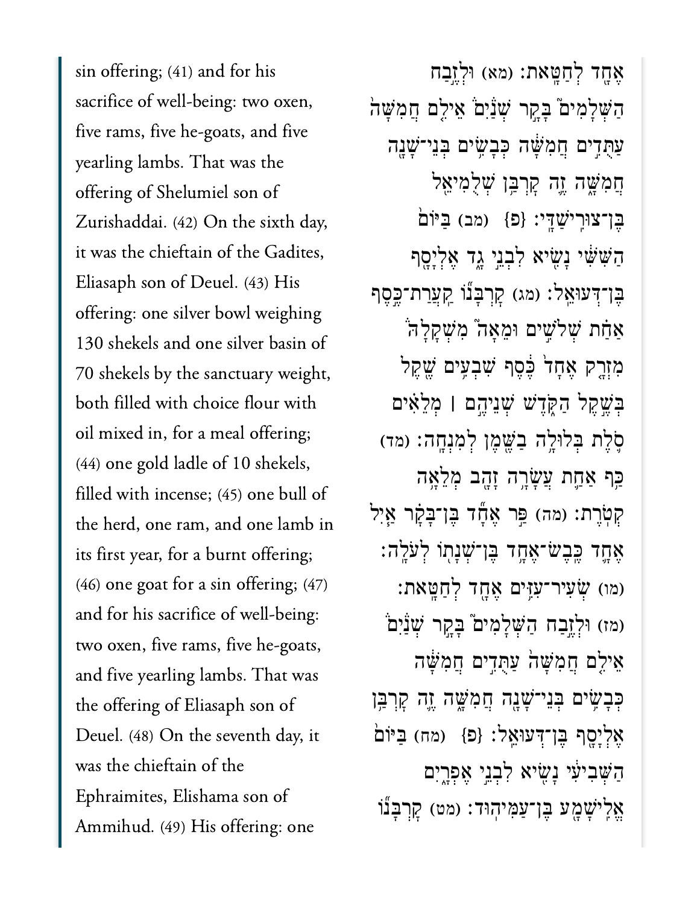sin offering; (41) and for his sacrifice of well-being: two oxen, five rams, five he-goats, and five yearling lambs. That was the offering of Shelumiel son of Zurishaddai. (42) On the sixth day, it was the chieftain of the Gadites, Eliasaph son of Deuel. (43) His offering: one silver bowl weighing 130 shekels and one silver basin of 70 shekels by the sanctuary weight, both filled with choice flour with oil mixed in, for a meal offering; (44) one gold ladle of 10 shekels, filled with incense; (45) one bull of the herd, one ram, and one lamb in its first year, for a burnt offering; (46) one goat for a sin offering; (47) and for his sacrifice of well-being: two oxen, five rams, five he-goats, and five yearling lambs. That was the offering of Eliasaph son of Deuel. (48) On the seventh day, it was the chieftain of the Ephraimites, Elishama son of Ammihud. (49) His offering: one

אֶחָד לְחַטָּאת׃ (מא) וּלְזֶבַח הַשְּׁלָמִים֮ בָּקָר שְׁנַ֒יִם֒ אֵילִ֤ם חֲמִשָּׁה֙ עַתֻּדִ֣ים חֲמִשָּׁ֔ה כְּבָשִׂ֥ים בְּנֵי־שָׁנָ֖ה חֲמִשָּׁ֑ה זֶ֛ה קׇרְבַּ֥ן שְׁלֻמִיאֵ֖ל בֶּן־צוּרִֽישַׁדָּֽי׃ {פ} (מב) בַּיּוֹם֙ הַשִּׁשִּׁ֔י נָשִׂ֖יא לִבְנֵ֣י גָ֑ד אֶלְיָסָ֖ף בֶּן־דְּעוּאֵֽל׃ (מג) קׇרְבָּנ֞וֹ קַֽעֲרַת־כֶּ֣סֶף אַחַ֗ת שְׁלֹשִׁ֣ים וּמֵאָה֮ מִשְׁקָלָהּ֒ מִזְרָ֤ק אֶחָד֙ כֶּ֔סֶף שִׁבְעִ֥ים שֶׁ֖קֶל בְּשֶׁ֣קֶל הַקֹּ֑דֶשׁ שְׁנֵיהֶ֣ם ׀ מְלֵאִ֗ים סֹ֛לֶת בְּלוּלָ֥ה בַשֶּׁ֖מֶן לְמִנְחָֽה׃ (מד) כַּ֥ף אַחַ֛ת עֲשָׂרָ֥ה זָהָ֖ב מְלֵאָ֥ה קְטֹֽרֶת׃ (מה) פַּ֣ר אֶחָ֞ד בֶּן־בָּקָ֗ר אַ֧יִל אֶחָ֛ד כֶּֽבֶשׂ־אֶחָ֥ד בֶּן־שְׁנָת֖וֹ לְעֹלָֽה׃ (מו) שְׂעִיר־עִזִּ֥ים אֶחָ֖ד לְחַטָּֽאת׃ (מז) וּלְזֶ֣בַח הַשְּׁלָמִים֮ בָּקָ֣ר שְׁנַ֒יִם֒ אֵילִ֤ם חֲמִשָּׁה֙ עַתֻּדִ֣ים חֲמִשָּׁ֔ה כְּבָשִׂ֥ים בְּנֵי־שָׁנָ֖ה חֲמִשָּׁ֑ה זֶ֛ה קׇרְבַּ֥ן אֶלְיָסָ֖ף בֶּן־דְּעוּאֵֽל׃ {פ} (מח) בַּיּוֹם֙ הַשְּׁבִיעִ֔י נָשִׂ֖יא לִבְנֵ֣י אֶפְרָ֑יִם אֱלִֽישָׁמָ֖ע בֶּן־עַמִּיהֽוּד׃ (מט) קׇרְבָּנ֞וֹ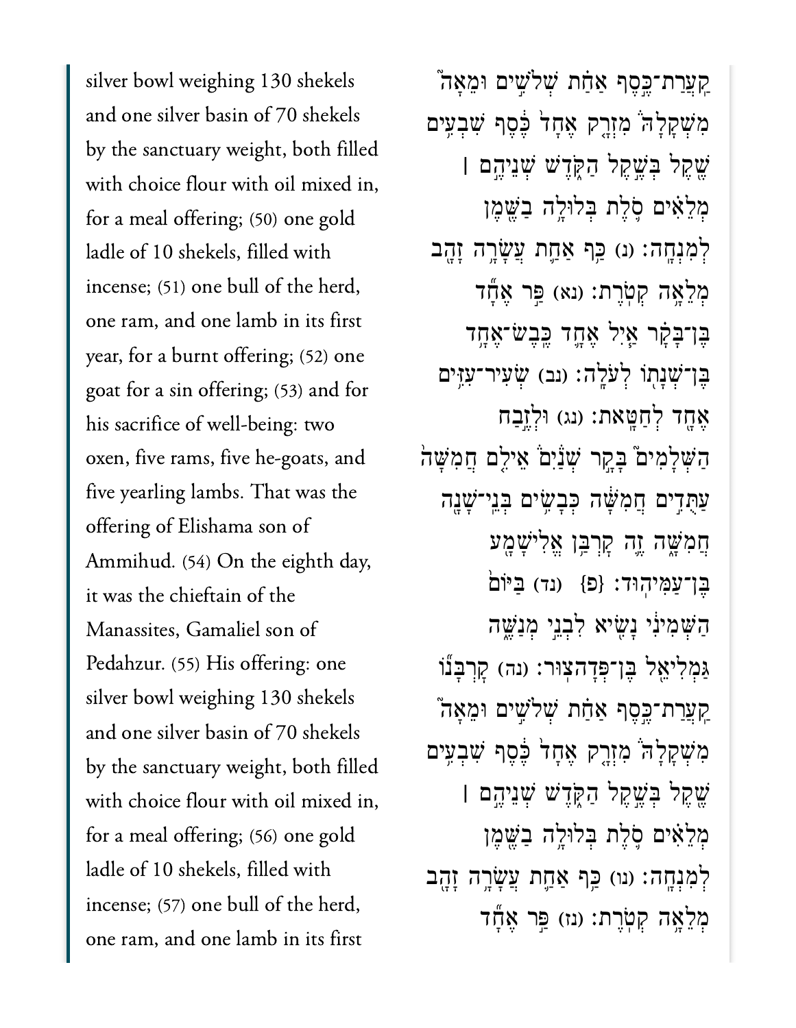silver bowl weighing 130 shekels and one silver basin of 70 shekels by the sanctuary weight, both filled with choice flour with oil mixed in, for a meal offering; (50) one gold ladle of 10 shekels, filled with incense; (51) one bull of the herd, one ram, and one lamb in its first year, for a burnt offering; (52) one goat for a sin offering; (53) and for his sacrifice of well-being: two oxen, five rams, five he-goats, and five yearling lambs. That was the offering of Elishama son of Ammihud. (54) On the eighth day, it was the chieftain of the Manassites, Gamaliel son of Pedahzur. (55) His offering: one silver bowl weighing 130 shekels and one silver basin of 70 shekels by the sanctuary weight, both filled with choice flour with oil mixed in, for a meal offering; (56) one gold ladle of 10 shekels, filled with incense; (57) one bull of the herd, one ram, and one lamb in its first

קַעֲרַת־כֶּ֣סֶף אַחַ֞ת שְׁלֹשִׁ֣ים וּמֵאָה֮ מִשְׁקָלָהּ֒ מִזְרָ֤ק אֶחָד֙ כֶּ֔סֶף שִׁבְעִ֥ים שֶׁ֖קֶל בְּשֶׁ֣קֶל הַקֹּ֑דֶשׁ שְׁנֵיהֶ֣ם ׀ מְלֵאִ֗ים סֹ֛לֶת בְּלוּלָ֥ה בַשֶּׁ֖מֶן לְמִנְחָֽה׃ (נ) כַּ֥ף אַחַ֛ת עֲשָׂרָ֥ה זָהָ֖ב מְלֵאָ֥ה קְטֹֽרֶת׃ (נא) פַּ֣ר אֶחָ֞ד בֶּן־בָּקָ֗ר אַ֧יִל אֶחָ֛ד כֶּֽבֶשׂ־אֶחָ֥ד בֶּן־שְׁנָת֖וֹ לְעֹלָֽה׃ (נב) שְׂעִיר־עִזִּ֥ים אֶחָ֖ד לְחַטָּֽאת׃ (נג) וּלְזֶ֣בַח הַשְּׁלָמִים֮ בָּקָ֣ר שְׁנַ֒יִם֒ אֵילִ֤ם חֲמִשָּׁה֙ עַתֻּדִ֣ים חֲמִשָּׁ֔ה כְּבָשִׂ֥ים בְּנֵֽי־שָׁנָ֖ה חֲמִשָּׁ֑ה זֶ֛ה קָרְבַּ֥ן אֱלִישָׁמָ֖ע בֶּן־עַמִּיהֽוּד׃ {פ} (נד) בַּיּוֹם֙ הַשְּׁמִינִ֔י נָשִׂ֖יא לִבְנֵ֣י מְנַשֶּׁ֑ה גַּֽמְלִיאֵ֖ל בֶּן־פְּדָהצֽוּר׃ (נה) קָרְבָּנ֞וֹ קַעֲרַת־כֶּ֣סֶף אַחַ֗ת שְׁלֹשִׁ֣ים וּמֵאָה֮ מִשְׁקָלָהּ֒ מִזְרָ֤ק אֶחָד֙ כֶּ֔סֶף שִׁבְעִ֥ים שֶׁ֖קֶל בְּשֶׁ֣קֶל הַקֹּ֑דֶשׁ שְׁנֵיהֶ֣ם ׀ מְלֵאִ֗ים סֹ֛לֶת בְּלוּלָ֥ה בַשֶּׁ֖מֶן לְמִנְחָֽה׃ (נו) כַּ֥ף אַחַ֛ת עֲשָׂרָ֥ה זָהָ֖ב מְלֵאָ֥ה קְטֹֽרֶת׃ (נז) פַּ֣ר אֶחָ֞ד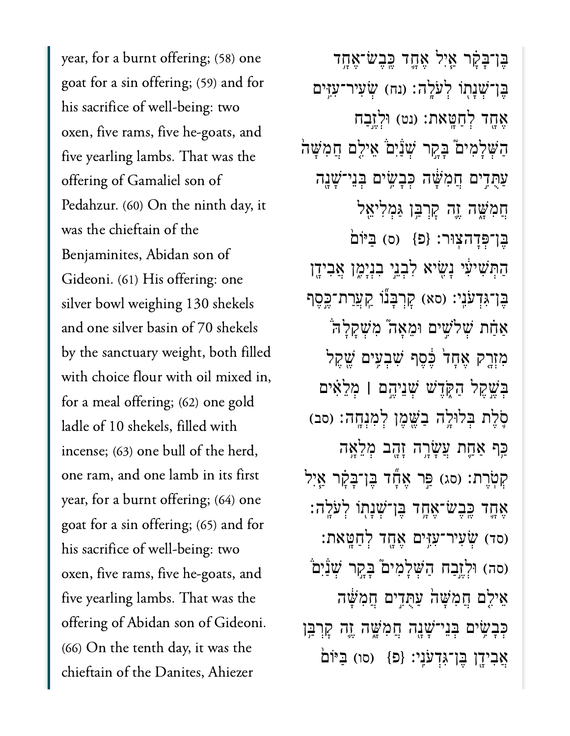year, for a burnt offering; (58) one goat for a sin offering; (59) and for his sacrifice of well-being: two oxen, five rams, five he-goats, and five yearling lambs. That was the offering of Gamaliel son of Pedahzur. (60) On the ninth day, it was the chieftain of the Benjaminites, Abidan son of Gideoni. (61) His offering: one silver bowl weighing 130 shekels and one silver basin of 70 shekels by the sanctuary weight, both filled with choice flour with oil mixed in, for a meal offering; (62) one gold ladle of 10 shekels, filled with incense; (63) one bull of the herd, one ram, and one lamb in its first year, for a burnt offering; (64) one goat for a sin offering; (65) and for his sacrifice of well-being: two oxen, five rams, five he-goats, and five yearling lambs. That was the offering of Abidan son of Gideoni. (66) On the tenth day, it was the chieftain of the Danites, Ahiezer

בֶּן־בָּקָר אַ֛יִל אֶחָ֥ד כֶּֽבֶשׂ־אֶחָ֥ד בֶּן־שְׁנָת֖וֹ לְעֹלָֽה׃ (נח) שְׂעִיר־עִזִּ֥ים אֶחָ֖ד לְחַטָּֽאת׃ (נט) וּלְזֶ֣בַח הַשְּׁלָמִים֮ בָּקָ֣ר שְׁנַ֒יִם֒ אֵילִ֤ם חֲמִשָּׁה֙ עַתֻּדִ֣ים חֲמִשָּׁ֔ה כְּבָשִׂ֥ים בְּנֵי־שָׁנָ֖ה חֲמִשָּׁ֑ה זֶ֛ה קׇרְבַּ֥ן גַּמְלִיאֵ֖ל בֶּן־פְּדָהצֽוּר׃ {פ} (ס) בַּיּוֹם֙ הַתְּשִׁיעִ֔י נָשִׂ֖יא לִבְנֵ֣י בִנְיָמִ֑ן אֲבִידָ֖ן בֶּן־גִּדְעֹנִֽי׃ (סא) קׇ֠רְבָּנ֠וֹ קַֽעֲרַת־כֶּ֨סֶף אַחַ֜ת שְׁלֹשִׁ֣ים וּמֵאָה֮ מִשְׁקָלָהּ֒ מִזְרָ֤ק אֶחָד֙ כֶּ֔סֶף שִׁבְעִ֥ים שֶׁ֖קֶל בְּשֶׁ֣קֶל הַקֹּ֑דֶשׁ שְׁנֵיהֶ֣ם ׀ מְלֵאִ֗ים סֹ֛לֶת בְּלוּלָ֥ה בַשֶּׁ֖מֶן לְמִנְחָֽה׃ (סב) כַּ֥ף אַחַ֛ת עֲשָׂרָ֥ה זָהָ֖ב מְלֵאָ֥ה קְטֹֽרֶת׃ (סג) פַּ֣ר אֶחָ֞ד בֶּן־בָּקָ֗ר אַ֧יִל אֶחָ֛ד כֶּֽבֶשׂ־אֶחָ֥ד בֶּן־שְׁנָת֖וֹ לְעֹלָֽה׃ (סד) שְׂעִיר־עִזִּ֥ים אֶחָ֖ד לְחַטָּֽאת׃ (סה) וּלְזֶ֣בַח הַשְּׁלָמִים֮ בָּקָ֣ר שְׁנַ֒יִם֒ אֵילִ֤ם חֲמִשָּׁה֙ עַתֻּדִ֣ים חֲמִשָּׁ֔ה כְּבָשִׂ֥ים בְּנֵי־שָׁנָ֖ה חֲמִשָּׁ֑ה זֶ֛ה קׇרְבַּ֥ן אֲבִידָ֖ן בֶּן־גִּדְעֹנִֽי׃ {פ} (סו) בַּיּוֹם֙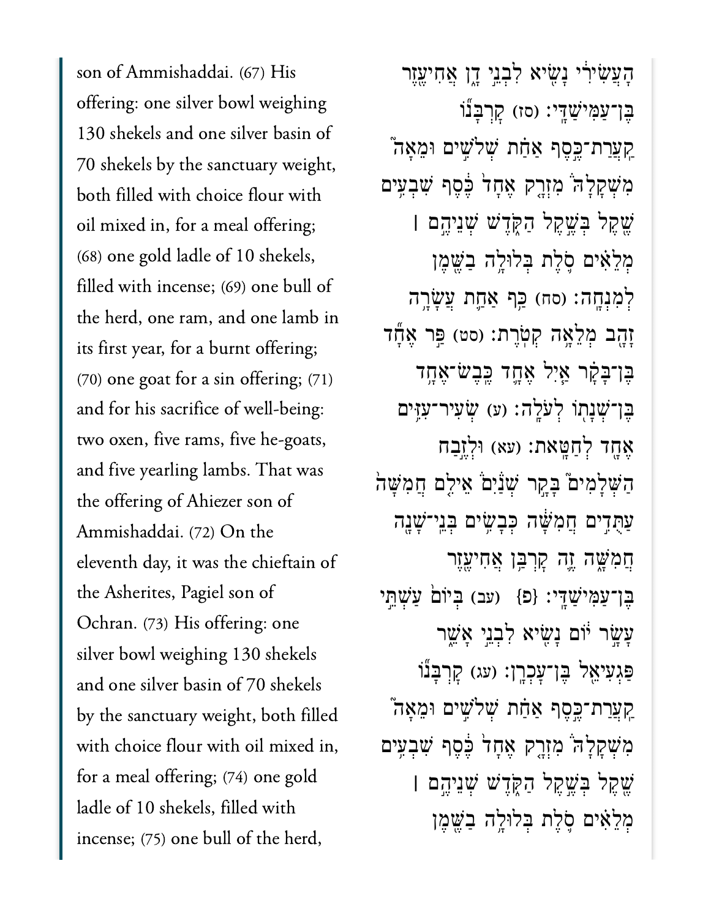son of Ammishaddai. (67) His offering: one silver bowl weighing 130 shekels and one silver basin of 70 shekels by the sanctuary weight, both filled with choice flour with oil mixed in, for a meal offering; (68) one gold ladle of 10 shekels, filled with incense; (69) one bull of the herd, one ram, and one lamb in its first year, for a burnt offering; (70) one goat for a sin offering; (71) and for his sacrifice of well-being: two oxen, five rams, five he-goats, and five yearling lambs. That was the offering of Ahiezer son of Ammishaddai. (72) On the eleventh day, it was the chieftain of the Asherites, Pagiel son of Ochran. (73) His offering: one silver bowl weighing 130 shekels and one silver basin of 70 shekels by the sanctuary weight, both filled with choice flour with oil mixed in, for a meal offering; (74) one gold ladle of 10 shekels, filled with incense; (75) one bull of the herd,

הָעֲשִׂירִ֔י נָשִׂ֖יא לִבְנֵ֣י דָ֑ן אֲחִיעֶ֖זֶר בֶּן־עַמִּישַׁדָּֽי׃ (סז) קָרְבָּנ֞וֹ קַֽעֲרַת־כֶּ֣סֶף אַחַ֗ת שְׁלֹשִׁ֣ים וּמֵאָה֮ מִשְׁקָלָהּ֒ מִזְרָ֤ק אֶחָד֙ כֶּ֔סֶף שִׁבְעִ֥ים שֶׁ֖קֶל בְּשֶׁ֣קֶל הַקֹּ֑דֶשׁ שְׁנֵיהֶ֣ם ׀ מְלֵאִ֗ים סֹ֛לֶת בְּלוּלָ֥ה בַשֶּׁ֖מֶן לְמִנְחָֽה׃ (סח) כַּ֥ף אַחַ֛ת עֲשָׂרָ֥ה זָהָ֖ב מְלֵאָ֥ה קְטֹֽרֶת׃ (סט) פַּ֣ר אֶחָ֞ד בֶּן־בָּקָ֗ר אַ֧יִל אֶחָ֛ד כֶּֽבֶשׂ־אֶחָ֥ד בֶּן־שְׁנָת֖וֹ לְעֹלָֽה׃ (ע) שְׂעִיר־עִזִּ֥ים אֶחָ֖ד לְחַטָּֽאת׃ (עא) וּלְזֶ֣בַח הַשְּׁלָמִים֮ בָּקָ֣ר שְׁנַ֒יִם֒ אֵילִ֤ם חֲמִשָּׁה֙ עַתֻּדִ֣ים חֲמִשָּׁ֔ה כְּבָשִׂ֥ים בְּנֵֽי־שָׁנָ֖ה חֲמִשָּׁ֑ה זֶ֛ה קָרְבַּ֥ן אֲחִיעֶ֖זֶר בֶּן־עַמִּישַׁדָּֽי׃ {פ} (עב) בְּיוֹם֙ עַשְׁתֵּ֣י עָשָׂ֣ר י֔וֹם נָשִׂ֖יא לִבְנֵ֣י אָשֵׁ֑ר פַּגְעִיאֵ֖ל בֶּן־עָכְרָֽן׃ (עג) קָרְבָּנ֞וֹ קַֽעֲרַת־כֶּ֣סֶף אַחַ֗ת שְׁלֹשִׁ֣ים וּמֵאָה֮ מִשְׁקָלָהּ֒ מִזְרָ֤ק אֶחָד֙ כֶּ֔סֶף שִׁבְעִ֥ים שֶׁ֖קֶל בְּשֶׁ֣קֶל הַקֹּ֑דֶשׁ שְׁנֵיהֶ֣ם ׀ מְלֵאִ֗ים סֹ֛לֶת בְּלוּלָ֥ה בַשֶּׁ֖מֶן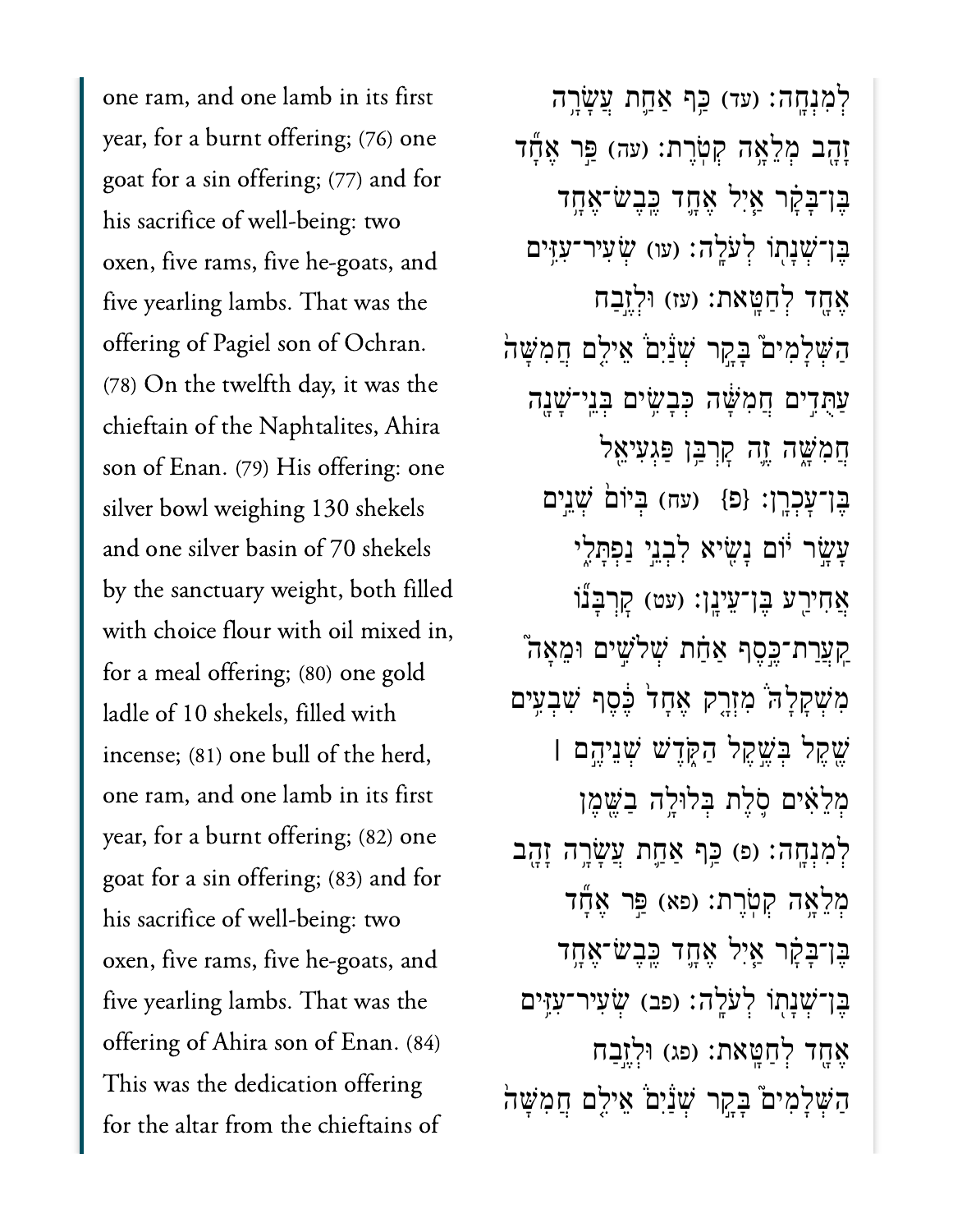one ram, and one lamb in its first year, for a burnt offering; (76) one goat for a sin offering; (77) and for his sacrifice of well-being: two oxen, five rams, five he-goats, and five yearling lambs. That was the offering of Pagiel son of Ochran. (78) On the twelfth day, it was the chieftain of the Naphtalites, Ahira son of Enan. (79) His offering: one silver bowl weighing 130 shekels and one silver basin of 70 shekels by the sanctuary weight, both filled with choice flour with oil mixed in, for a meal offering; (80) one gold ladle of 10 shekels, filled with incense; (81) one bull of the herd, one ram, and one lamb in its first year, for a burnt offering; (82) one goat for a sin offering; (83) and for his sacrifice of well-being: two oxen, five rams, five he-goats, and five yearling lambs. That was the offering of Ahira son of Enan. (84) This was the dedication offering for the altar from the chieftains of

לְמִנְחָה׃ (עד) כַּף אַחַת עֲשָׂרָה זָהָב מְלֵאָה קְטֹרֶת׃ (עה) פַּר אֶחָד בֶּן־בָּקָר אַיִל אֶחָד כֶּבֶשׂ־אֶחָד בֶּן־שְׁנָתוֹ לְעֹלָה׃ (עו) שְׂעִיר־עִזִּים אֶחָד לְחַטָּאת׃ (עז) וּלְזֶבַח הַשְּׁלָמִים בָּקָר שְׁנַיִם אֵילִם חֲמִשָּׁה עַתֻּדִים חֲמִשָּׁה כְּבָשִׂים בְּנֵי־שָׁנָה חֲמִשָּׁה זֶה קָרְבַּן פַּגְעִיאֵל בֶּן־עָכְרָן׃ {פ} (עח) בְּיוֹם שְׁנֵים עָשָׂר יוֹם נָשִׂיא לִבְנֵי נַפְתָּלִי אֲחִירַע בֶּן־עֵינָן׃ (עט) קָרְבָּנוֹ קַעֲרַת־כֶּסֶף אַחַת שְׁלֹשִׁים וּמֵאָה מִשְׁקָלָהּ מִזְרָק אֶחָד כֶּסֶף שִׁבְעִים שֶׁקֶל בְּשֶׁקֶל הַקֹּדֶשׁ שְׁנֵיהֶם ׀ מְלֵאִים סֹלֶת בְּלוּלָה בַשֶּׁמֶן לְמִנְחָה׃ (פ) כַּף אַחַת עֲשָׂרָה זָהָב מְלֵאָה קְטֹרֶת׃ (פא) פַּר אֶחָד בֶּן־בָּקָר אַיִל אֶחָד כֶּבֶשׂ־אֶחָד בֶּן־שְׁנָתוֹ לְעֹלָה׃ (פב) שְׂעִיר־עִזִּים אֶחָד לְחַטָּאת׃ (פג) וּלְזֶבַח הַשְּׁלָמִים בָּקָר שְׁנַיִם אֵילִם חֲמִשָּׁה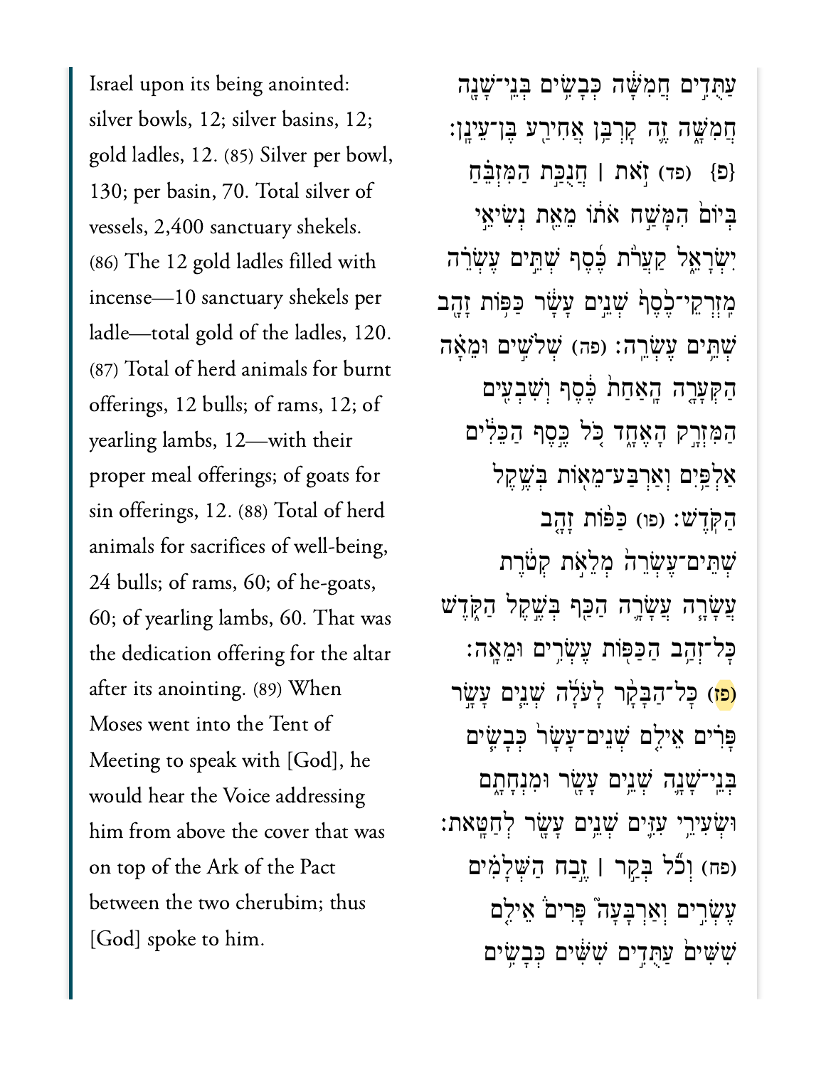Israel upon its being anointed: silver bowls, 12; silver basins, 12; gold ladles, 12. (85) Silver per bowl, 130; per basin, 70. Total silver of vessels, 2,400 sanctuary shekels. (86) The 12 gold ladles filled with incense—10 sanctuary shekels per ladle—total gold of the ladles, 120. (87) Total of herd animals for burnt offerings, 12 bulls; of rams, 12; of yearling lambs, 12—with their proper meal offerings; of goats for sin offerings, 12. (88) Total of herd animals for sacrifices of well-being, 24 bulls; of rams, 60; of he-goats, 60; of yearling lambs, 60. That was the dedication offering for the altar after its anointing. (89) When Moses went into the Tent of Meeting to speak with [God], he would hear the Voice addressing him from above the cover that was on top of the Ark of the Pact between the two cherubim; thus [God] spoke to him.

עַתֻּדִים חֲמִשָּׁה כְּבָשִׂים בְּנֵי־שָׁנָה חֲמִשָּׁה זֶה קָרְבַּן אֲחִירַע בֶּן־עֵינָן׃ {פ} (פד) זֹאת ׀ חֲנֻכַּת הַמִּזְבֵּחַ בְּיוֹם הִמָּשַׁח אֹתוֹ מֵאֵת נְשִׂיאֵי יִשְׂרָאֵל קַעֲרֹת כֶּסֶף שְׁתֵּים עֶשְׂרֵה מִזְרְקֵי־כֶסֶף שְׁנֵים עָשָׂר כַּפּוֹת זָהָב שְׁתֵּים עֶשְׂרֵה׃ (פה) שְׁלֹשִׁים וּמֵאָה הַקְּעָרָה הָאַחַת כֶּסֶף וְשִׁבְעִים הַמִּזְרָק הָאֶחָד כֹּל כֶּסֶף הַכֵּלִים אַלְפַּיִם וְאַרְבַּע־מֵאוֹת בְּשֶׁקֶל הַקֹּדֶשׁ׃ (פו) כַּפּוֹת זָהָב שְׁתֵּים־עֶשְׂרֵה מְלֵאֹת קְטֹרֶת עֲשָׂרָה עֲשָׂרָה הַכַּף בְּשֶׁקֶל הַקֹּדֶשׁ כָּל־זְהַב הַכַּפּוֹת עֶשְׂרִים וּמֵאָה׃ (פז) כָּל־הַבָּקָר לָעֹלָה שְׁנֵים עָשָׂר פָּרִים אֵילִם שְׁנֵים־עָשָׂר כְּבָשִׂים בְּנֵי־שָׁנָה שְׁנֵים עָשָׂר וּמִנְחָתָם וּשְׂעִירֵי עִזִּים שְׁנֵים עָשָׂר לְחַטָּאת׃ (פח) וְכֹל בְּקַר ׀ זֶבַח הַשְּׁלָמִים עֶשְׂרִים וְאַרְבָּעָה פָּרִים אֵילִם שִׁשִּׁים עַתֻּדִים שִׁשִּׁים כְּבָשִׂים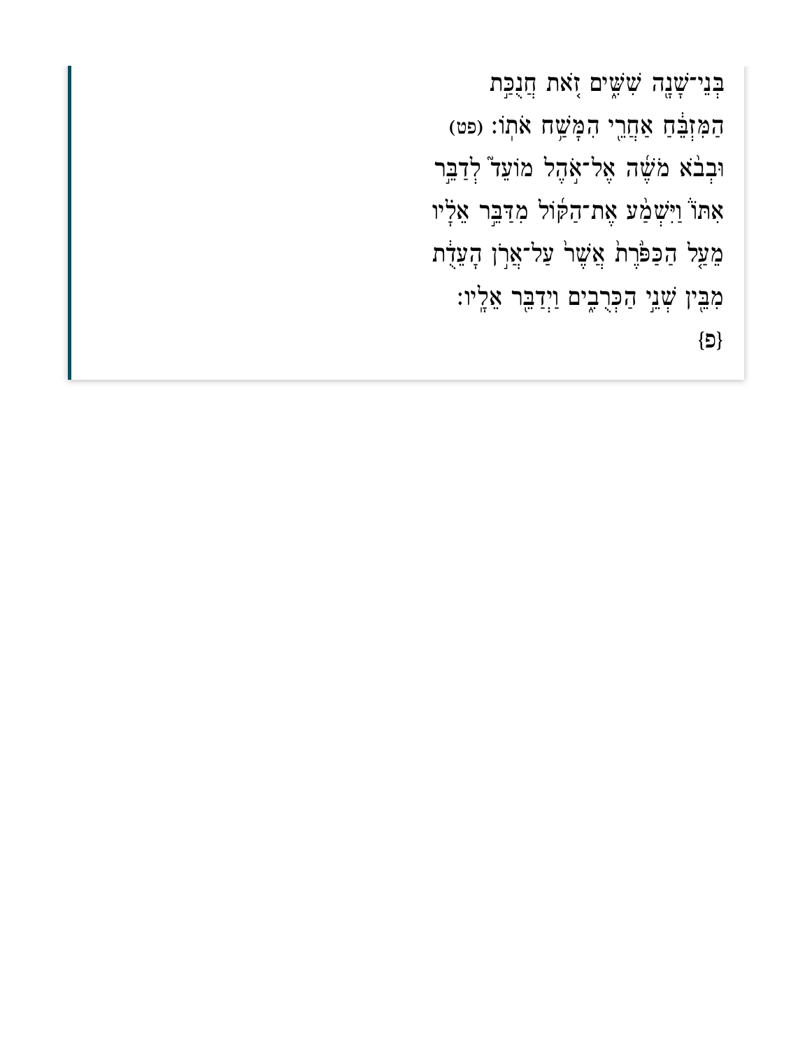בְּנֵֽי־שָׁנָ֖ה שִׁשִּׁ֑ים זֹ֚את חֲנֻכַּ֣ת הַמִּזְבֵּ֔חַ אַחֲרֵ֖י הִמָּשַׁ֥ח אֹתֽוֹ׃ (פט)
וּבְבֹ֨א מֹשֶׁ֜ה אֶל־אֹ֣הֶל מוֹעֵד֮ לְדַבֵּ֣ר אִתּוֹ֒ וַיִּשְׁמַ֨ע אֶת־הַקּ֜וֹל מִדַּבֵּ֣ר אֵלָ֗יו מֵעַ֤ל הַכַּפֹּ֙רֶת֙ אֲשֶׁר֙ עַל־אֲרֹ֣ן הָעֵדֻ֔ת מִבֵּ֖ין שְׁנֵ֣י הַכְּרֻבִ֑ים וַיְדַבֵּ֖ר אֵלָֽיו׃
{פ}